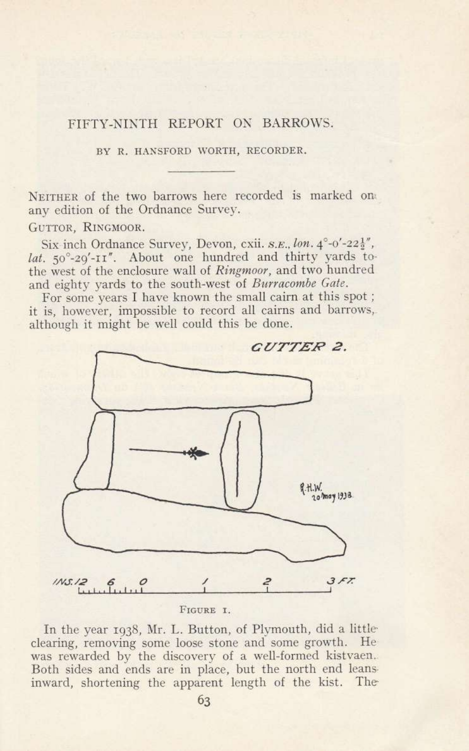# FIFTY-NINTH REPORT ON BARROWS.

BY R. HANSFORD WORTH, RECORDER.

---

NEITHER of the two barrows here recorded is marked on any edition of the Ordnance Survey.

GUTTOR, RINGMOOR.

Six inch Ordnance Survey, Devon, cxii. *S.E.*, *lon.* 4°-0′-22½″, *lat.* 50°-29′-11″. About one hundred and thirty yards to the west of the enclosure wall of *Ringmoor*, and two hundred and eighty yards to the south-west of *Burracombe Gate*.

For some years I have known the small cairn at this spot; it is, however, impossible to record all cairns and barrows, although it might be well could this be done.

GUTTER 2.

R.H.W. 10 May 1938

INS. 12 6 0 1 2 3 FT.

FIGURE 1.

In the year 1938, Mr. L. Button, of Plymouth, did a little clearing, removing some loose stone and some growth. He was rewarded by the discovery of a well-formed kistvaen. Both sides and ends are in place, but the north end leans inward, shortening the apparent length of the kist. The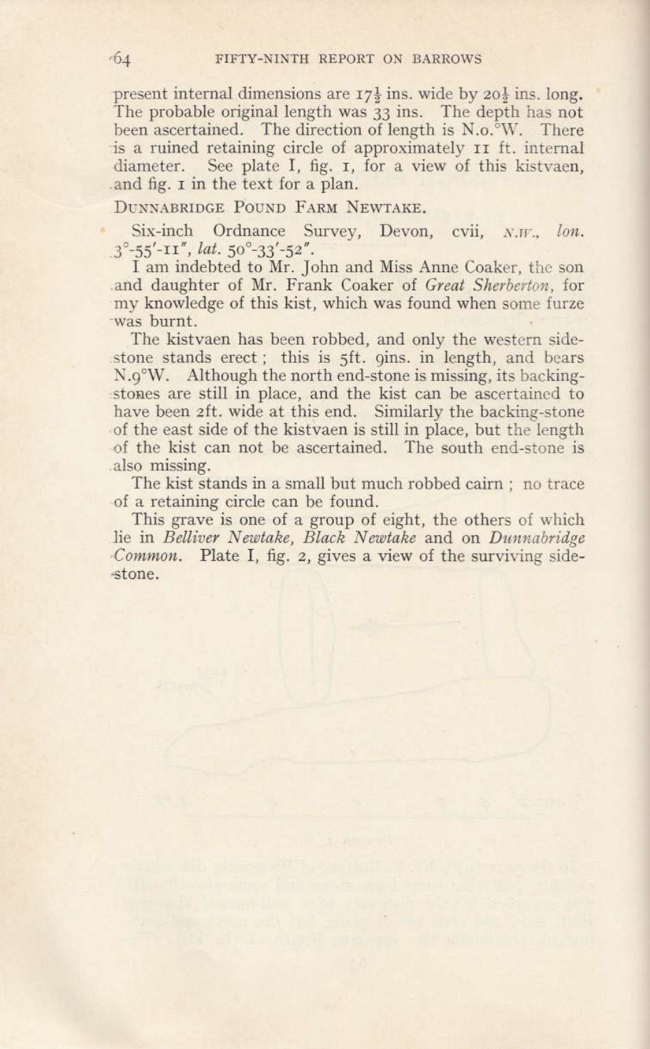present internal dimensions are 17½ ins. wide by 20½ ins. long. The probable original length was 33 ins. The depth has not been ascertained. The direction of length is N.o.°W. There is a ruined retaining circle of approximately 11 ft. internal diameter. See plate I, fig. 1, for a view of this kistvaen, and fig. 1 in the text for a plan.

DUNNABRIDGE POUND FARM NEWTAKE.

Six-inch Ordnance Survey, Devon, cvii, *N.W.*, *lon.* 3°-55'-11", *lat.* 50°-33'-52".

I am indebted to Mr. John and Miss Anne Coaker, the son and daughter of Mr. Frank Coaker of *Great Sherberton*, for my knowledge of this kist, which was found when some furze was burnt.

The kistvaen has been robbed, and only the western side-stone stands erect; this is 5ft. 9ins. in length, and bears N.9°W. Although the north end-stone is missing, its backing-stones are still in place, and the kist can be ascertained to have been 2ft. wide at this end. Similarly the backing-stone of the east side of the kistvaen is still in place, but the length of the kist can not be ascertained. The south end-stone is also missing.

The kist stands in a small but much robbed cairn; no trace of a retaining circle can be found.

This grave is one of a group of eight, the others of which lie in *Belliver Newtake, Black Newtake* and on *Dunnabridge Common*. Plate I, fig. 2, gives a view of the surviving side-stone.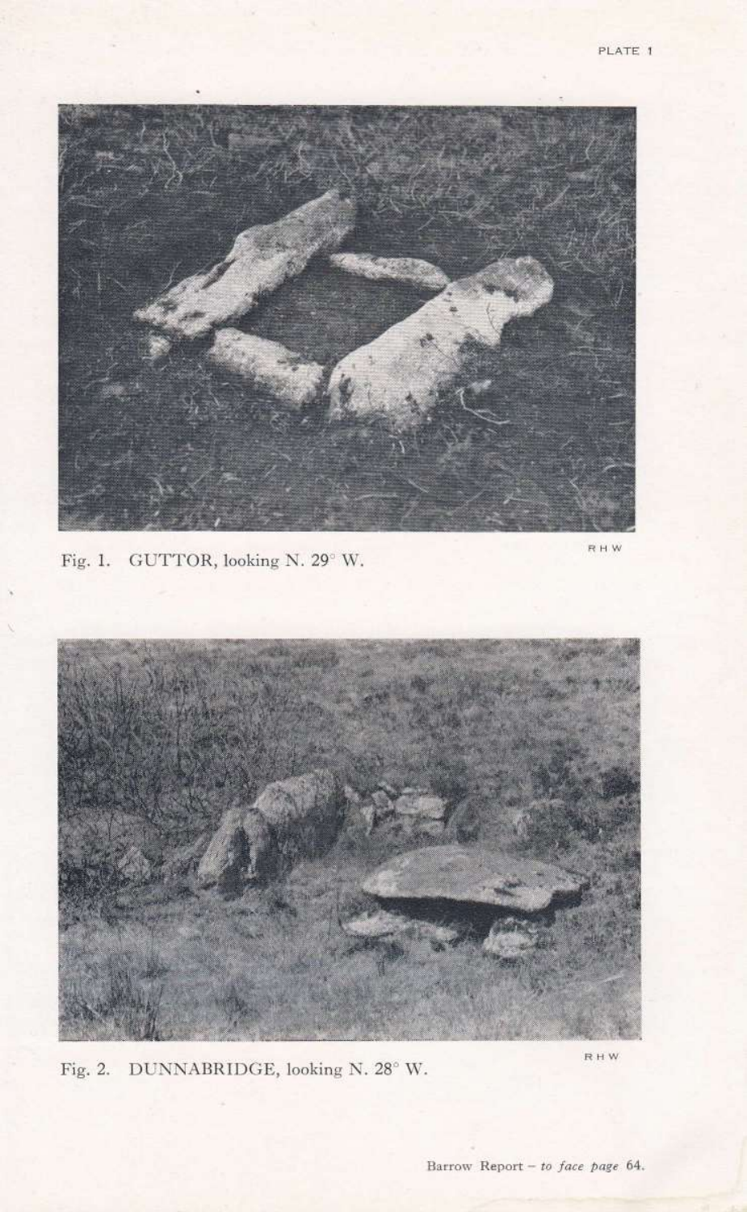PLATE 1

Fig. 1. GUTTOR, looking N. 29° W.

RHW

Fig. 2. DUNNABRIDGE, looking N. 28° W.

RHW

Barrow Report – *to face page* 64.